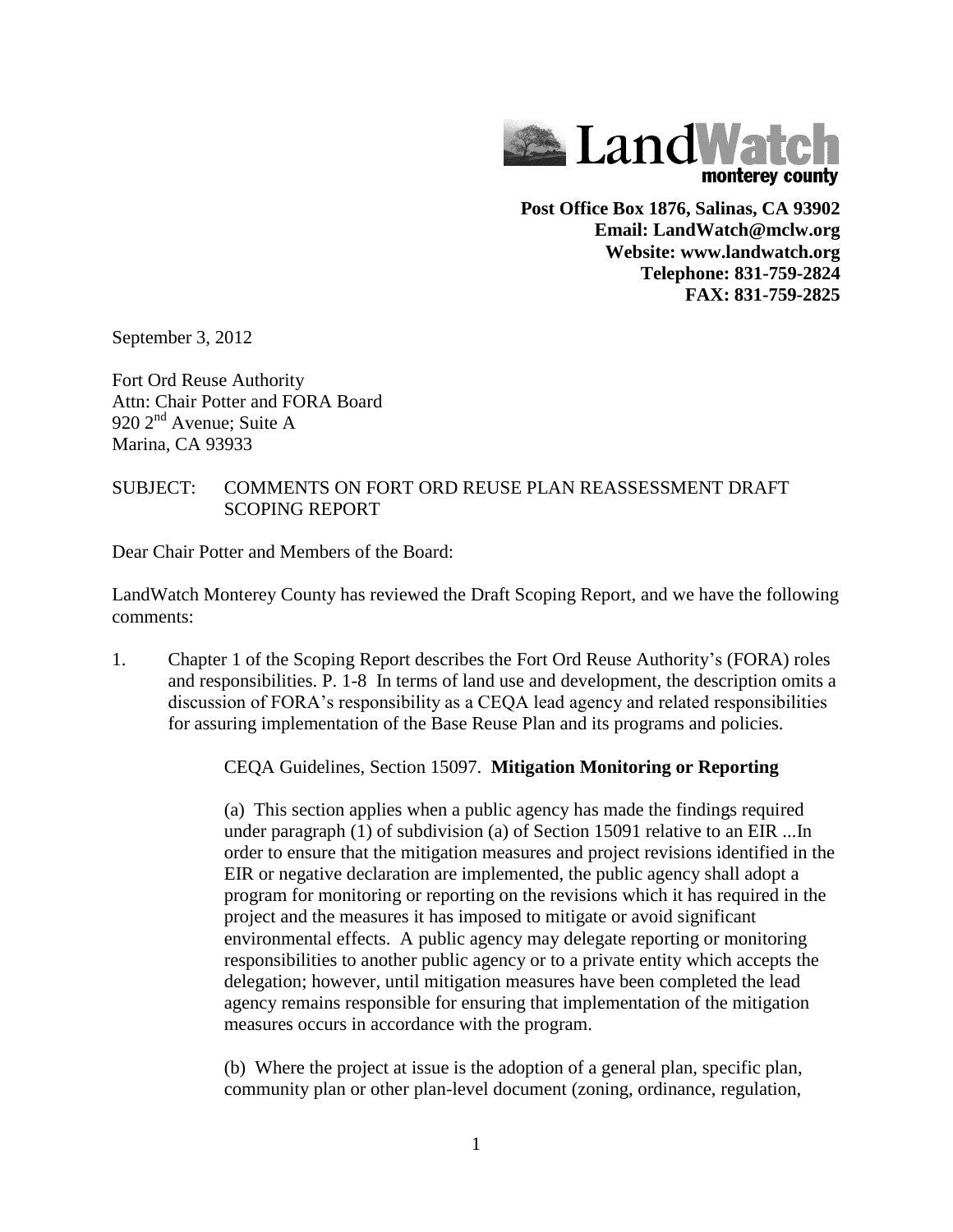LandWatch
monterey county

**Post Office Box 1876, Salinas, CA 93902**
**Email: LandWatch@mclw.org**
**Website: www.landwatch.org**
**Telephone: 831-759-2824**
**FAX: 831-759-2825**

September 3, 2012

Fort Ord Reuse Authority
Attn: Chair Potter and FORA Board
920 2nd Avenue; Suite A
Marina, CA 93933

SUBJECT: COMMENTS ON FORT ORD REUSE PLAN REASSESSMENT DRAFT SCOPING REPORT

Dear Chair Potter and Members of the Board:

LandWatch Monterey County has reviewed the Draft Scoping Report, and we have the following comments:

1. Chapter 1 of the Scoping Report describes the Fort Ord Reuse Authority's (FORA) roles and responsibilities. P. 1-8 In terms of land use and development, the description omits a discussion of FORA's responsibility as a CEQA lead agency and related responsibilities for assuring implementation of the Base Reuse Plan and its programs and policies.

   CEQA Guidelines, Section 15097. **Mitigation Monitoring or Reporting**

   (a) This section applies when a public agency has made the findings required under paragraph (1) of subdivision (a) of Section 15091 relative to an EIR ...In order to ensure that the mitigation measures and project revisions identified in the EIR or negative declaration are implemented, the public agency shall adopt a program for monitoring or reporting on the revisions which it has required in the project and the measures it has imposed to mitigate or avoid significant environmental effects. A public agency may delegate reporting or monitoring responsibilities to another public agency or to a private entity which accepts the delegation; however, until mitigation measures have been completed the lead agency remains responsible for ensuring that implementation of the mitigation measures occurs in accordance with the program.

   (b) Where the project at issue is the adoption of a general plan, specific plan, community plan or other plan-level document (zoning, ordinance, regulation,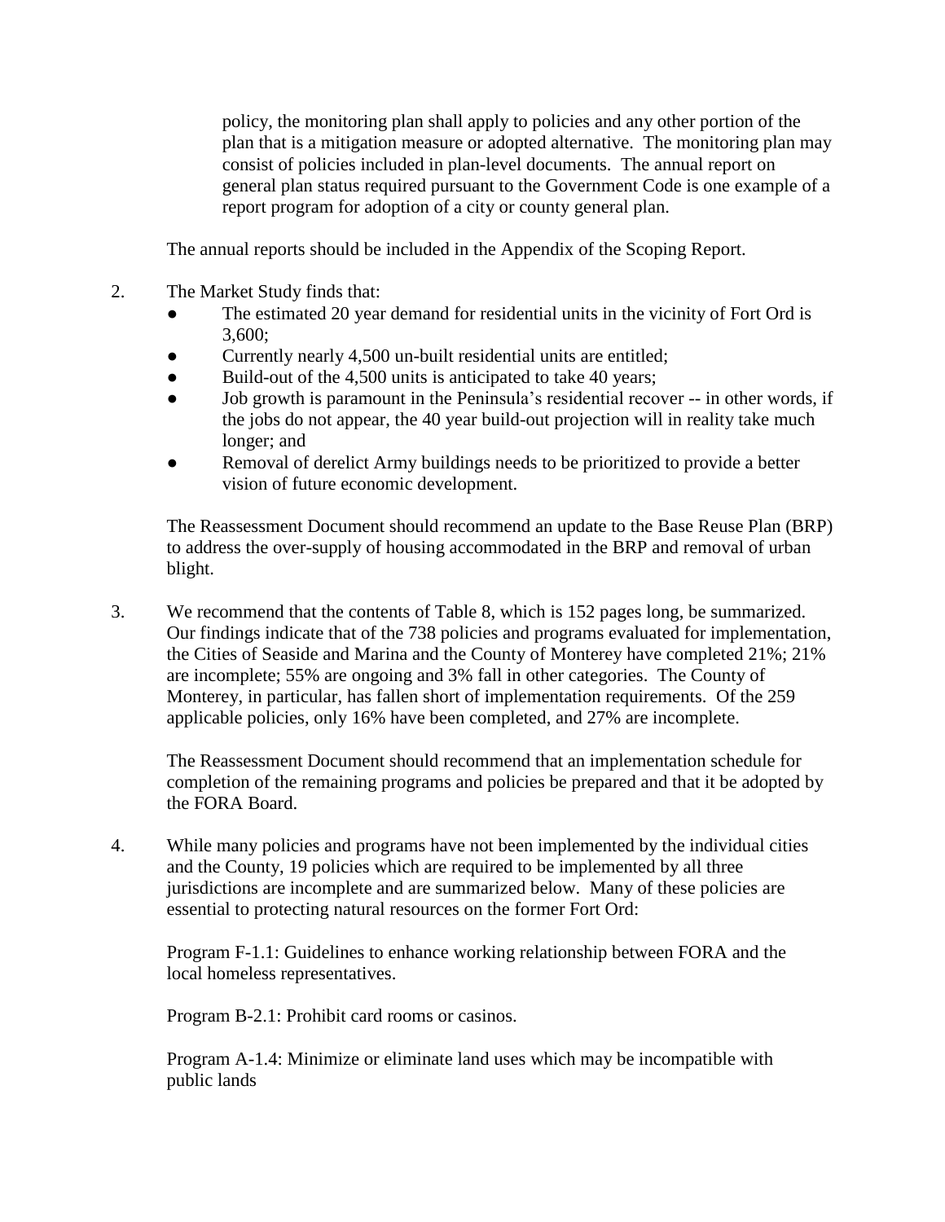policy, the monitoring plan shall apply to policies and any other portion of the plan that is a mitigation measure or adopted alternative. The monitoring plan may consist of policies included in plan-level documents. The annual report on general plan status required pursuant to the Government Code is one example of a report program for adoption of a city or county general plan.

The annual reports should be included in the Appendix of the Scoping Report.

2. The Market Study finds that:
   - The estimated 20 year demand for residential units in the vicinity of Fort Ord is 3,600;
   - Currently nearly 4,500 un-built residential units are entitled;
   - Build-out of the 4,500 units is anticipated to take 40 years;
   - Job growth is paramount in the Peninsula's residential recover -- in other words, if the jobs do not appear, the 40 year build-out projection will in reality take much longer; and
   - Removal of derelict Army buildings needs to be prioritized to provide a better vision of future economic development.

   The Reassessment Document should recommend an update to the Base Reuse Plan (BRP) to address the over-supply of housing accommodated in the BRP and removal of urban blight.

3. We recommend that the contents of Table 8, which is 152 pages long, be summarized. Our findings indicate that of the 738 policies and programs evaluated for implementation, the Cities of Seaside and Marina and the County of Monterey have completed 21%; 21% are incomplete; 55% are ongoing and 3% fall in other categories. The County of Monterey, in particular, has fallen short of implementation requirements. Of the 259 applicable policies, only 16% have been completed, and 27% are incomplete.

   The Reassessment Document should recommend that an implementation schedule for completion of the remaining programs and policies be prepared and that it be adopted by the FORA Board.

4. While many policies and programs have not been implemented by the individual cities and the County, 19 policies which are required to be implemented by all three jurisdictions are incomplete and are summarized below. Many of these policies are essential to protecting natural resources on the former Fort Ord:

   Program F-1.1: Guidelines to enhance working relationship between FORA and the local homeless representatives.

   Program B-2.1: Prohibit card rooms or casinos.

   Program A-1.4: Minimize or eliminate land uses which may be incompatible with public lands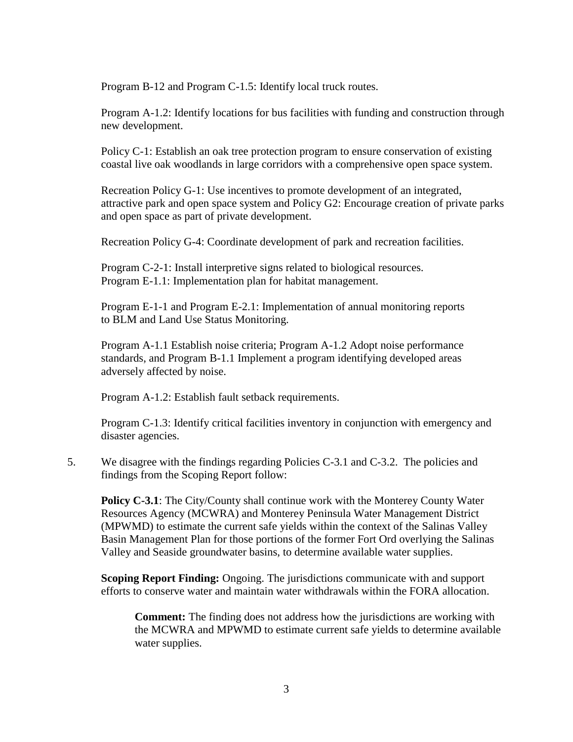Program B-12 and Program C-1.5: Identify local truck routes.

Program A-1.2: Identify locations for bus facilities with funding and construction through new development.

Policy C-1: Establish an oak tree protection program to ensure conservation of existing coastal live oak woodlands in large corridors with a comprehensive open space system.

Recreation Policy G-1: Use incentives to promote development of an integrated, attractive park and open space system and Policy G2: Encourage creation of private parks and open space as part of private development.

Recreation Policy G-4: Coordinate development of park and recreation facilities.

Program C-2-1: Install interpretive signs related to biological resources.
Program E-1.1: Implementation plan for habitat management.

Program E-1-1 and Program E-2.1: Implementation of annual monitoring reports to BLM and Land Use Status Monitoring.

Program A-1.1 Establish noise criteria; Program A-1.2 Adopt noise performance standards, and Program B-1.1 Implement a program identifying developed areas adversely affected by noise.

Program A-1.2: Establish fault setback requirements.

Program C-1.3: Identify critical facilities inventory in conjunction with emergency and disaster agencies.

5. We disagree with the findings regarding Policies C-3.1 and C-3.2. The policies and findings from the Scoping Report follow:

**Policy C-3.1**: The City/County shall continue work with the Monterey County Water Resources Agency (MCWRA) and Monterey Peninsula Water Management District (MPWMD) to estimate the current safe yields within the context of the Salinas Valley Basin Management Plan for those portions of the former Fort Ord overlying the Salinas Valley and Seaside groundwater basins, to determine available water supplies.

**Scoping Report Finding:** Ongoing. The jurisdictions communicate with and support efforts to conserve water and maintain water withdrawals within the FORA allocation.

> **Comment:** The finding does not address how the jurisdictions are working with the MCWRA and MPWMD to estimate current safe yields to determine available water supplies.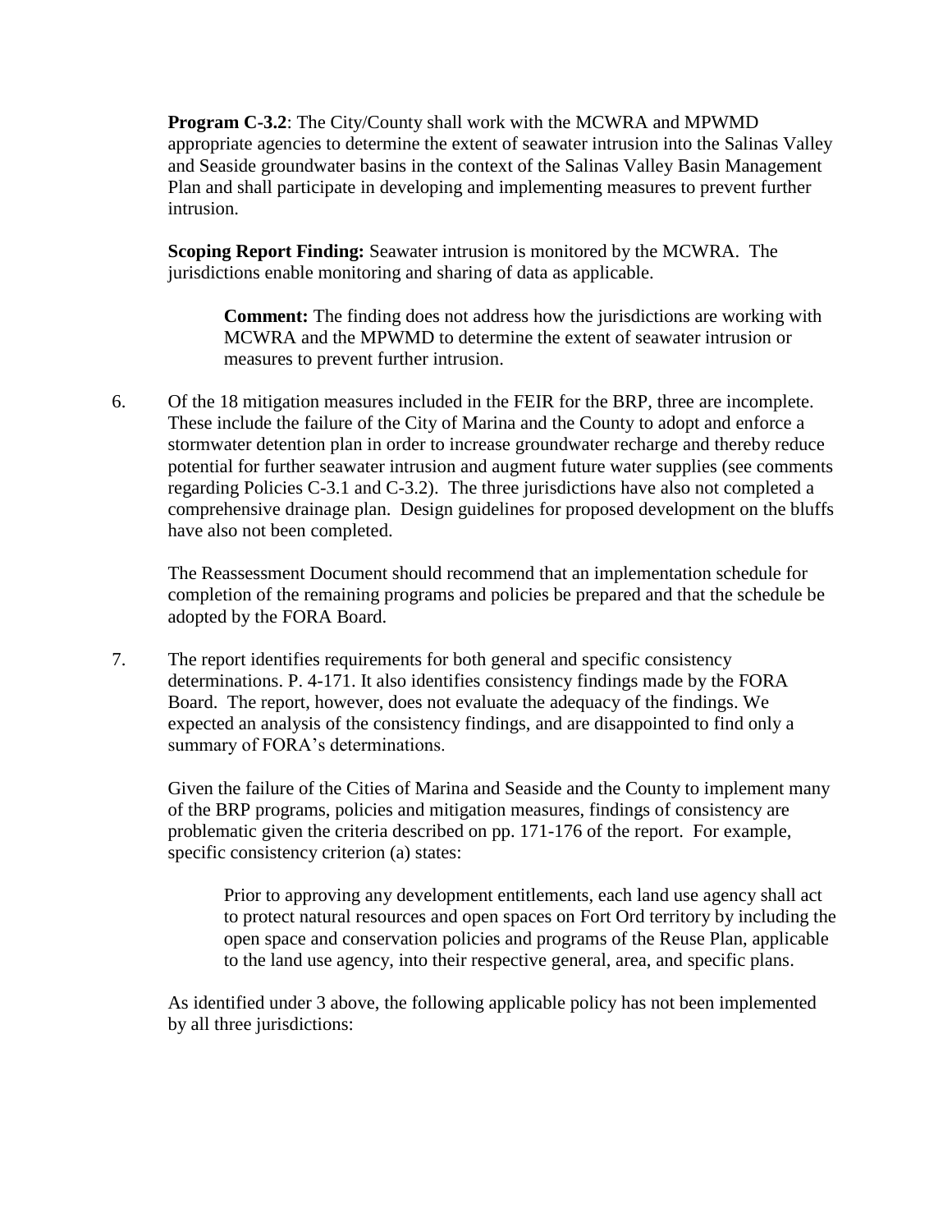**Program C-3.2**: The City/County shall work with the MCWRA and MPWMD appropriate agencies to determine the extent of seawater intrusion into the Salinas Valley and Seaside groundwater basins in the context of the Salinas Valley Basin Management Plan and shall participate in developing and implementing measures to prevent further intrusion.

**Scoping Report Finding:** Seawater intrusion is monitored by the MCWRA. The jurisdictions enable monitoring and sharing of data as applicable.

> **Comment:** The finding does not address how the jurisdictions are working with MCWRA and the MPWMD to determine the extent of seawater intrusion or measures to prevent further intrusion.

6. Of the 18 mitigation measures included in the FEIR for the BRP, three are incomplete. These include the failure of the City of Marina and the County to adopt and enforce a stormwater detention plan in order to increase groundwater recharge and thereby reduce potential for further seawater intrusion and augment future water supplies (see comments regarding Policies C-3.1 and C-3.2). The three jurisdictions have also not completed a comprehensive drainage plan. Design guidelines for proposed development on the bluffs have also not been completed.

   The Reassessment Document should recommend that an implementation schedule for completion of the remaining programs and policies be prepared and that the schedule be adopted by the FORA Board.

7. The report identifies requirements for both general and specific consistency determinations. P. 4-171. It also identifies consistency findings made by the FORA Board. The report, however, does not evaluate the adequacy of the findings. We expected an analysis of the consistency findings, and are disappointed to find only a summary of FORA's determinations.

   Given the failure of the Cities of Marina and Seaside and the County to implement many of the BRP programs, policies and mitigation measures, findings of consistency are problematic given the criteria described on pp. 171-176 of the report. For example, specific consistency criterion (a) states:

   > Prior to approving any development entitlements, each land use agency shall act to protect natural resources and open spaces on Fort Ord territory by including the open space and conservation policies and programs of the Reuse Plan, applicable to the land use agency, into their respective general, area, and specific plans.

   As identified under 3 above, the following applicable policy has not been implemented by all three jurisdictions: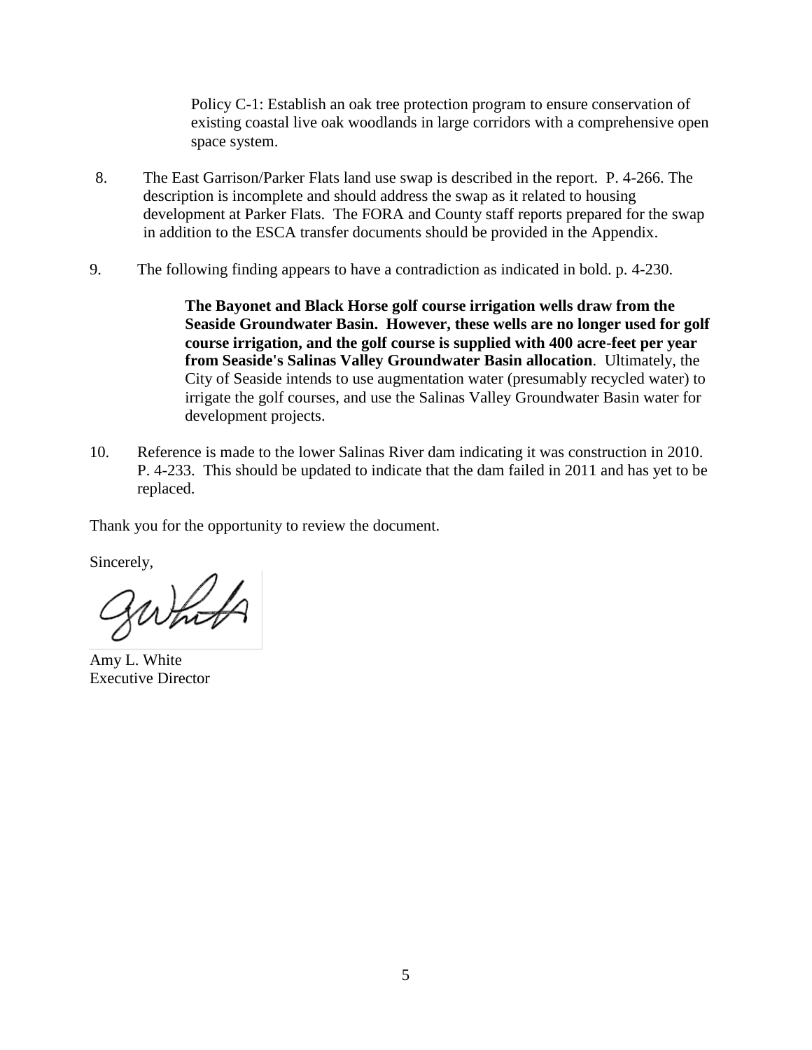Policy C-1: Establish an oak tree protection program to ensure conservation of existing coastal live oak woodlands in large corridors with a comprehensive open space system.

8. The East Garrison/Parker Flats land use swap is described in the report. P. 4-266. The description is incomplete and should address the swap as it related to housing development at Parker Flats. The FORA and County staff reports prepared for the swap in addition to the ESCA transfer documents should be provided in the Appendix.

9. The following finding appears to have a contradiction as indicated in bold. p. 4-230.

   > **The Bayonet and Black Horse golf course irrigation wells draw from the Seaside Groundwater Basin. However, these wells are no longer used for golf course irrigation, and the golf course is supplied with 400 acre-feet per year from Seaside's Salinas Valley Groundwater Basin allocation**. Ultimately, the City of Seaside intends to use augmentation water (presumably recycled water) to irrigate the golf courses, and use the Salinas Valley Groundwater Basin water for development projects.

10. Reference is made to the lower Salinas River dam indicating it was construction in 2010. P. 4-233. This should be updated to indicate that the dam failed in 2011 and has yet to be replaced.

Thank you for the opportunity to review the document.

Sincerely,

Amy L. White
Executive Director